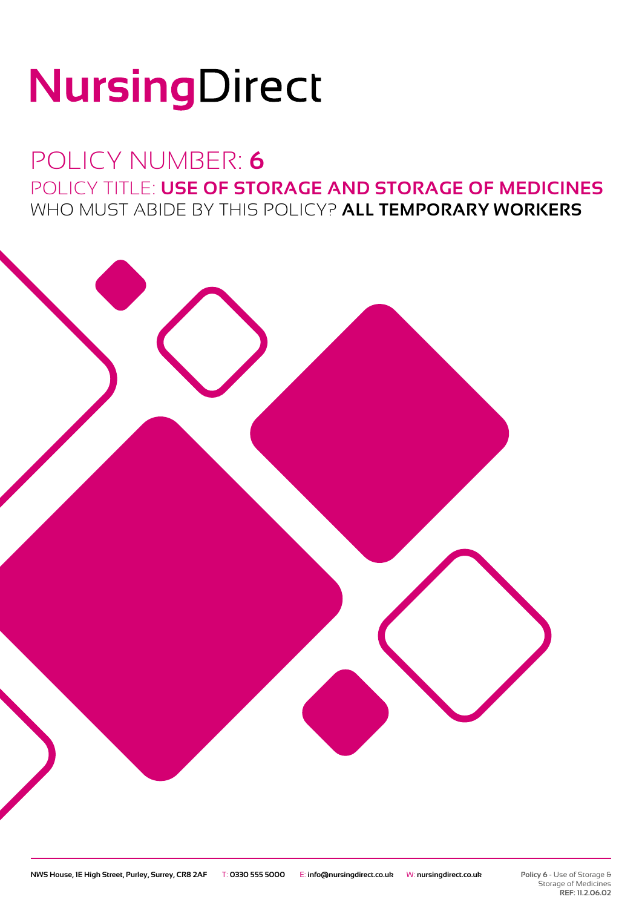# NursingDirect

## POLICY NUMBER: **6**

POLICY TITLE: **USE OF STORAGE AND STORAGE OF MEDICINES**

WHO MUST ABIDE BY THIS POLICY? **ALL TEMPORARY WORKERS**

**NWS House, 1E High Street, Purley, Surrey, CR8 2AF** T: **0330 555 5000** E: **info@nursingdirect.co.uk** W: **nursingdirect.co.uk**

**Policy 6** - Use of Storage & Storage of Medicines
**REF: 11.2.06.02**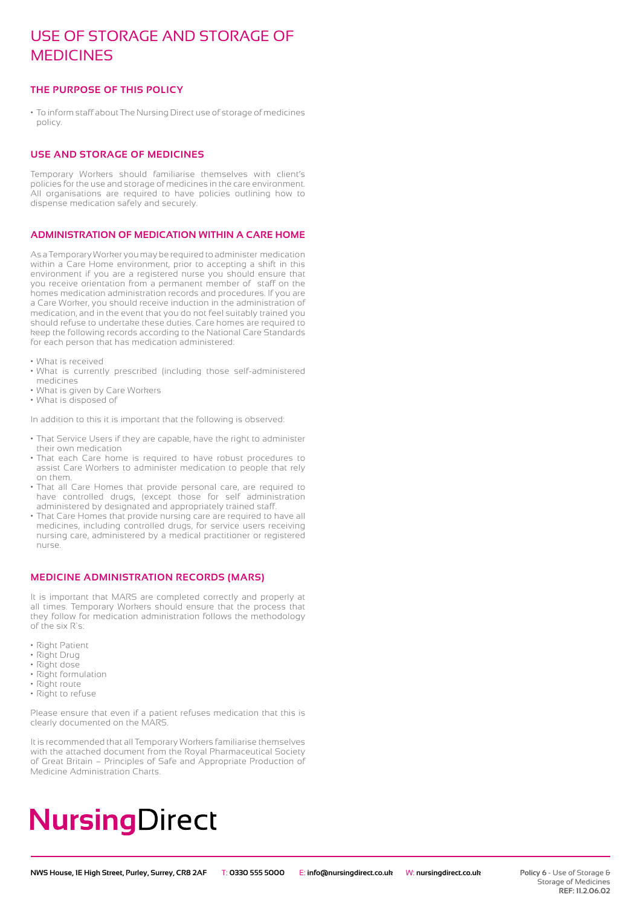# USE OF STORAGE AND STORAGE OF MEDICINES

## THE PURPOSE OF THIS POLICY

- To inform staff about The Nursing Direct use of storage of medicines policy.

## USE AND STORAGE OF MEDICINES

Temporary Workers should familiarise themselves with client's policies for the use and storage of medicines in the care environment. All organisations are required to have policies outlining how to dispense medication safely and securely.

## ADMINISTRATION OF MEDICATION WITHIN A CARE HOME

As a Temporary Worker you may be required to administer medication within a Care Home environment, prior to accepting a shift in this environment if you are a registered nurse you should ensure that you receive orientation from a permanent member of staff on the homes medication administration records and procedures. If you are a Care Worker, you should receive induction in the administration of medication, and in the event that you do not feel suitably trained you should refuse to undertake these duties. Care homes are required to keep the following records according to the National Care Standards for each person that has medication administered:

- What is received
- What is currently prescribed (including those self-administered medicines
- What is given by Care Workers
- What is disposed of

In addition to this it is important that the following is observed:

- That Service Users if they are capable, have the right to administer their own medication
- That each Care home is required to have robust procedures to assist Care Workers to administer medication to people that rely on them.
- That all Care Homes that provide personal care, are required to have controlled drugs, (except those for self administration administered by designated and appropriately trained staff.
- That Care Homes that provide nursing care are required to have all medicines, including controlled drugs, for service users receiving nursing care, administered by a medical practitioner or registered nurse.

## MEDICINE ADMINISTRATION RECORDS (MARS)

It is important that MARS are completed correctly and properly at all times. Temporary Workers should ensure that the process that they follow for medication administration follows the methodology of the six R`s:

- Right Patient
- Right Drug
- Right dose
- Right formulation
- Right route
- Right to refuse

Please ensure that even if a patient refuses medication that this is clearly documented on the MARS.

It is recommended that all Temporary Workers familiarise themselves with the attached document from the Royal Pharmaceutical Society of Great Britain – Principles of Safe and Appropriate Production of Medicine Administration Charts.

**Nursing**Direct

**NWS House, 1E High Street, Purley, Surrey, CR8 2AF** T: **0330 555 5000** E: **info@nursingdirect.co.uk** W: **nursingdirect.co.uk**

**Policy 6** - Use of Storage & Storage of Medicines **REF: 11.2.06.02**